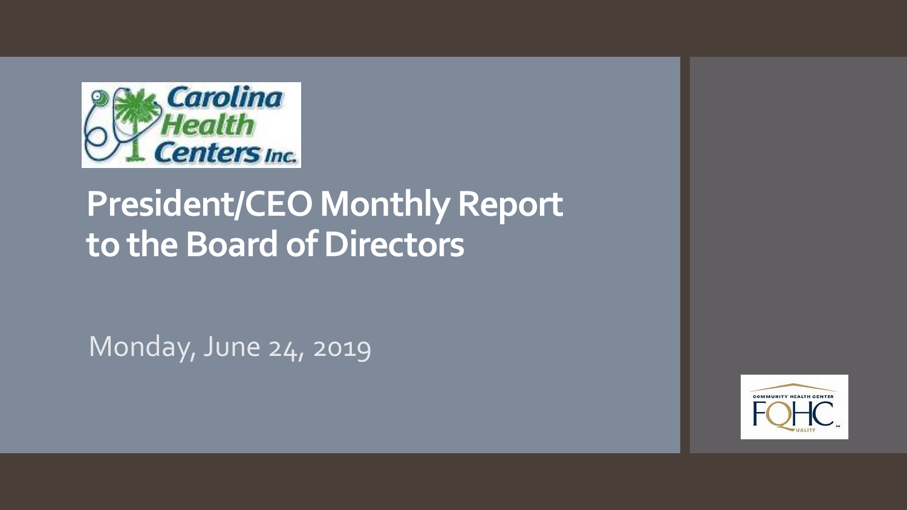# President/CEO Monthly Report to the Board of Directors

Monday, June 24, 2019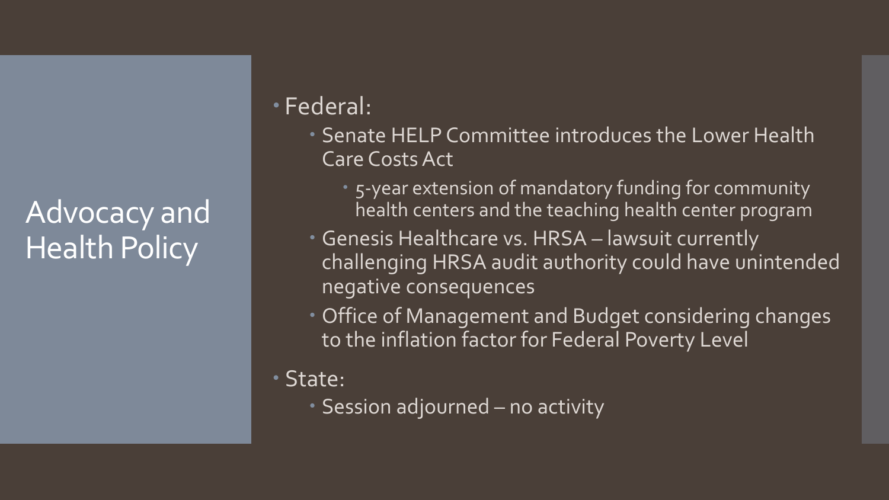# Advocacy and Health Policy

- Federal:
  - Senate HELP Committee introduces the Lower Health Care Costs Act
    - 5-year extension of mandatory funding for community health centers and the teaching health center program
  - Genesis Healthcare vs. HRSA – lawsuit currently challenging HRSA audit authority could have unintended negative consequences
  - Office of Management and Budget considering changes to the inflation factor for Federal Poverty Level
- State:
  - Session adjourned – no activity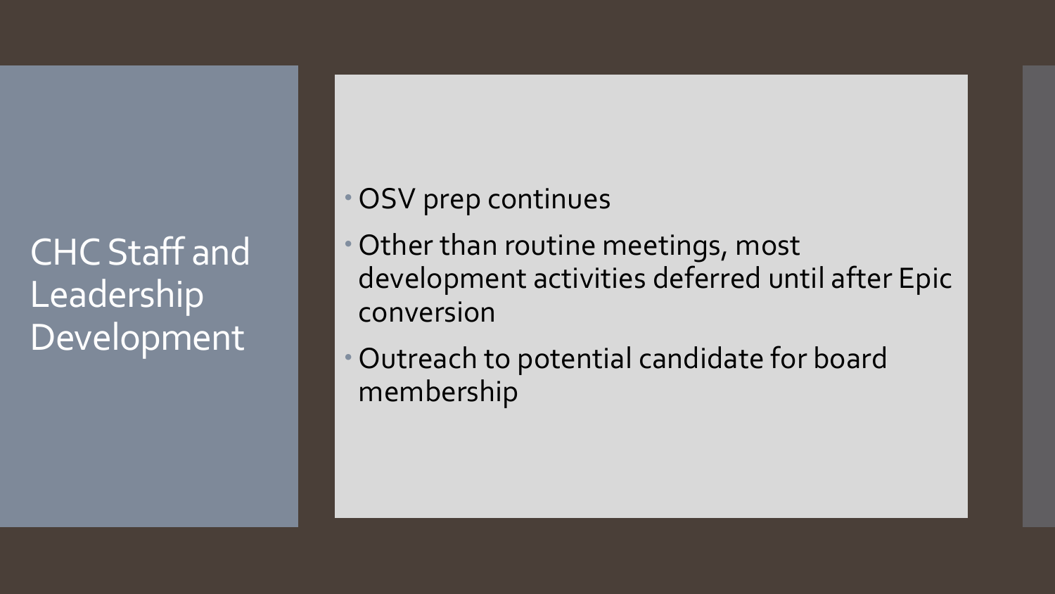# CHC Staff and Leadership Development

- OSV prep continues
- Other than routine meetings, most development activities deferred until after Epic conversion
- Outreach to potential candidate for board membership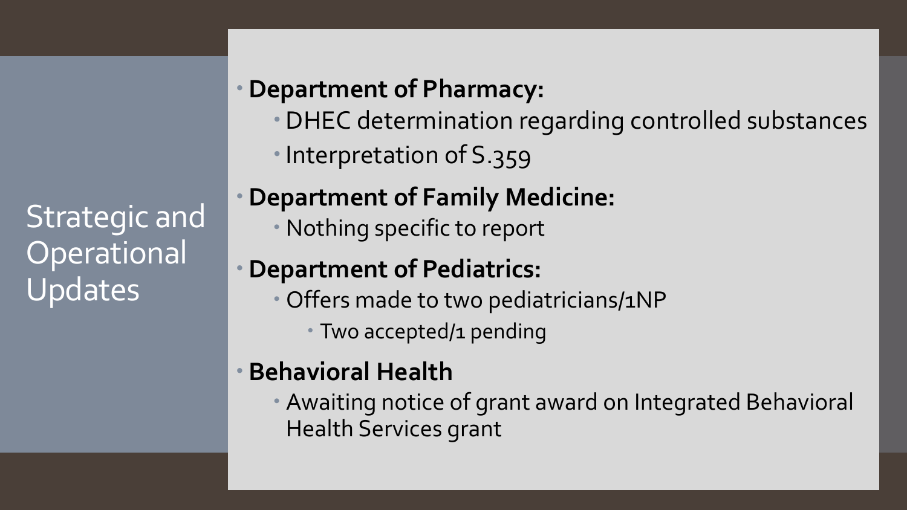# Strategic and Operational Updates

- **Department of Pharmacy:**
  - DHEC determination regarding controlled substances
  - Interpretation of S.359
- **Department of Family Medicine:**
  - Nothing specific to report
- **Department of Pediatrics:**
  - Offers made to two pediatricians/1NP
    - Two accepted/1 pending
- **Behavioral Health**
  - Awaiting notice of grant award on Integrated Behavioral Health Services grant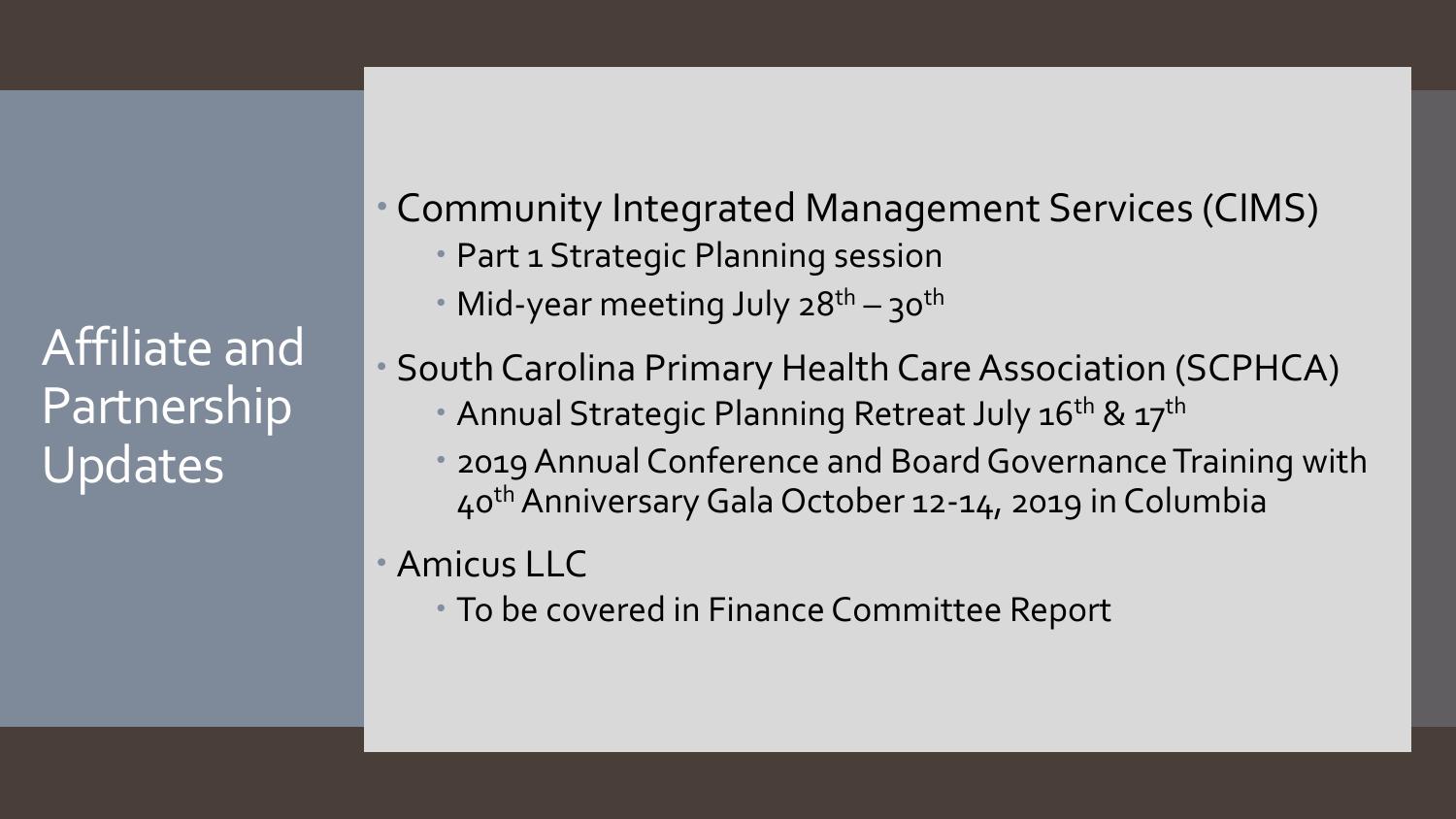# Affiliate and Partnership Updates

- Community Integrated Management Services (CIMS)
  - Part 1 Strategic Planning session
  - Mid-year meeting July 28th – 30th
- South Carolina Primary Health Care Association (SCPHCA)
  - Annual Strategic Planning Retreat July 16th & 17th
  - 2019 Annual Conference and Board Governance Training with 40th Anniversary Gala October 12-14, 2019 in Columbia
- Amicus LLC
  - To be covered in Finance Committee Report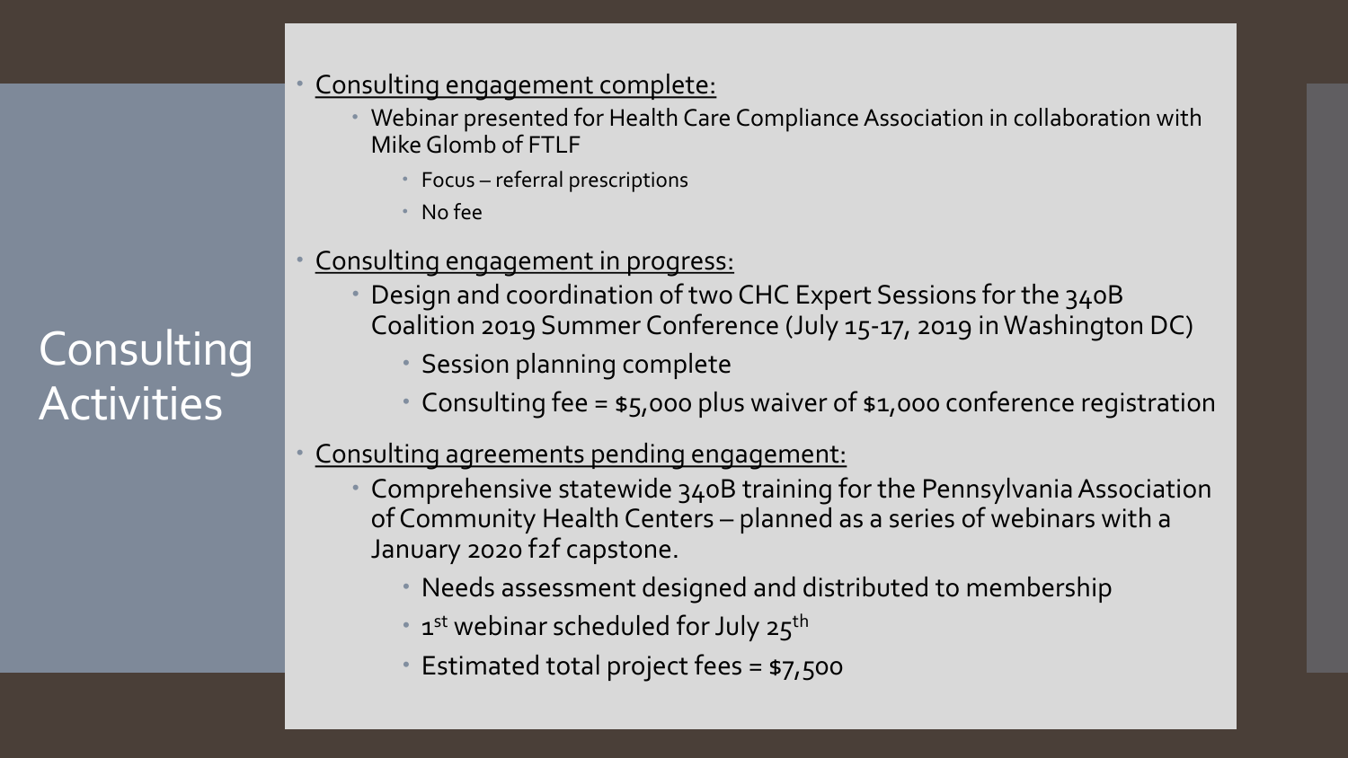# Consulting Activities

- <u>Consulting engagement complete:</u>
  - Webinar presented for Health Care Compliance Association in collaboration with Mike Glomb of FTLF
    - Focus – referral prescriptions
    - No fee
- <u>Consulting engagement in progress:</u>
  - Design and coordination of two CHC Expert Sessions for the 340B Coalition 2019 Summer Conference (July 15-17, 2019 in Washington DC)
    - Session planning complete
    - Consulting fee = $5,000 plus waiver of $1,000 conference registration
- <u>Consulting agreements pending engagement:</u>
  - Comprehensive statewide 340B training for the Pennsylvania Association of Community Health Centers – planned as a series of webinars with a January 2020 f2f capstone.
    - Needs assessment designed and distributed to membership
    - 1st webinar scheduled for July 25th
    - Estimated total project fees = $7,500